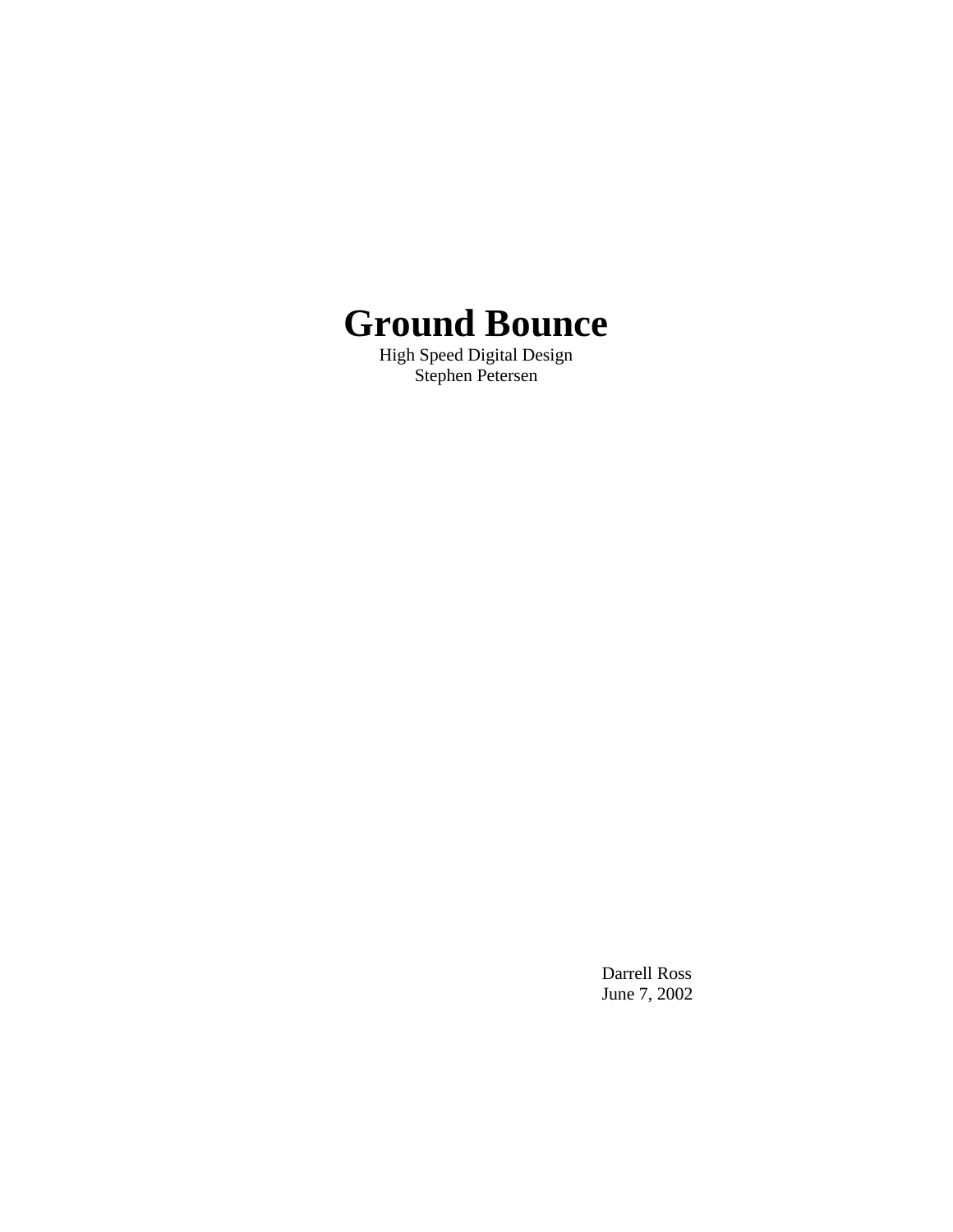# Ground Bounce

High Speed Digital Design
Stephen Petersen

Darrell Ross
June 7, 2002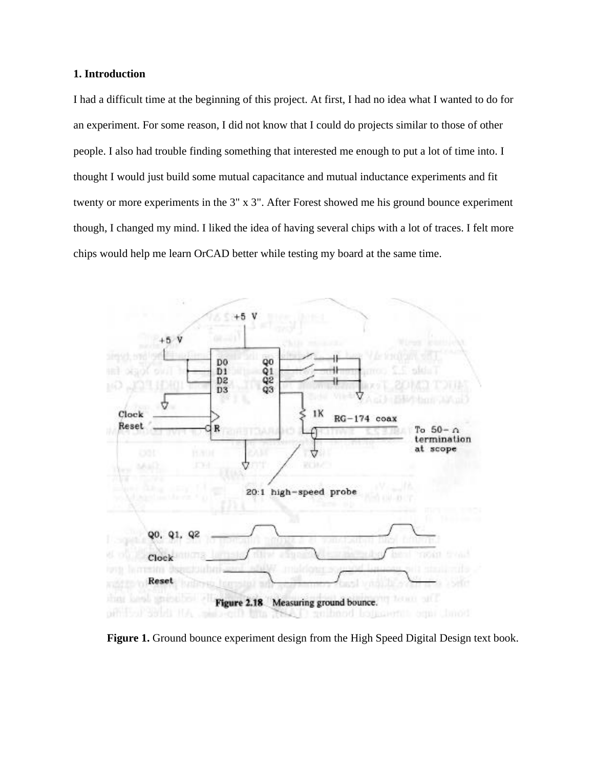## 1. Introduction

I had a difficult time at the beginning of this project. At first, I had no idea what I wanted to do for an experiment. For some reason, I did not know that I could do projects similar to those of other people. I also had trouble finding something that interested me enough to put a lot of time into. I thought I would just build some mutual capacitance and mutual inductance experiments and fit twenty or more experiments in the 3" x 3". After Forest showed me his ground bounce experiment though, I changed my mind. I liked the idea of having several chips with a lot of traces. I felt more chips would help me learn OrCAD better while testing my board at the same time.

+5 V

+5 V

D0 D1 D2 D3

Q0 Q1 Q2 Q3

Clock

Reset

R

1K

RG-174 coax

To 50-Ω termination at scope

20:1 high-speed probe

Q0, Q1, Q2

Clock

Reset

Figure 2.18 Measuring ground bounce.

**Figure 1.** Ground bounce experiment design from the High Speed Digital Design text book.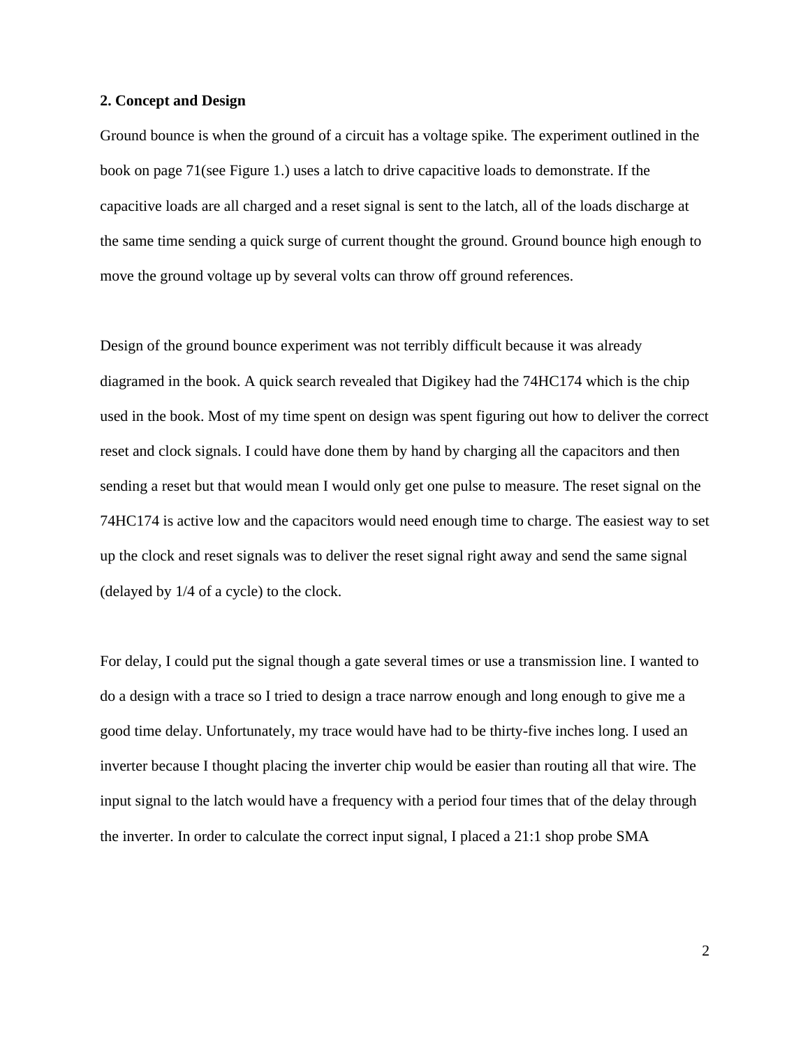## 2. Concept and Design

Ground bounce is when the ground of a circuit has a voltage spike. The experiment outlined in the book on page 71(see Figure 1.) uses a latch to drive capacitive loads to demonstrate. If the capacitive loads are all charged and a reset signal is sent to the latch, all of the loads discharge at the same time sending a quick surge of current thought the ground. Ground bounce high enough to move the ground voltage up by several volts can throw off ground references.

Design of the ground bounce experiment was not terribly difficult because it was already diagramed in the book. A quick search revealed that Digikey had the 74HC174 which is the chip used in the book. Most of my time spent on design was spent figuring out how to deliver the correct reset and clock signals. I could have done them by hand by charging all the capacitors and then sending a reset but that would mean I would only get one pulse to measure. The reset signal on the 74HC174 is active low and the capacitors would need enough time to charge. The easiest way to set up the clock and reset signals was to deliver the reset signal right away and send the same signal (delayed by 1/4 of a cycle) to the clock.

For delay, I could put the signal though a gate several times or use a transmission line. I wanted to do a design with a trace so I tried to design a trace narrow enough and long enough to give me a good time delay. Unfortunately, my trace would have had to be thirty-five inches long. I used an inverter because I thought placing the inverter chip would be easier than routing all that wire. The input signal to the latch would have a frequency with a period four times that of the delay through the inverter. In order to calculate the correct input signal, I placed a 21:1 shop probe SMA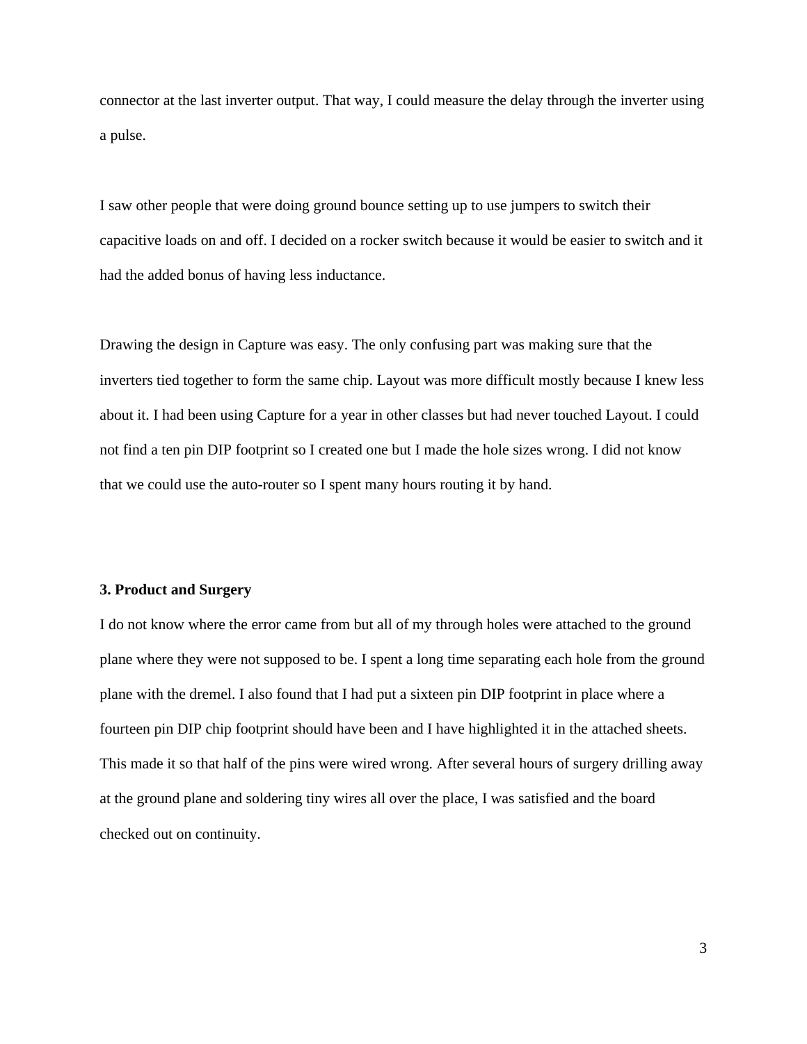connector at the last inverter output. That way, I could measure the delay through the inverter using a pulse.

I saw other people that were doing ground bounce setting up to use jumpers to switch their capacitive loads on and off. I decided on a rocker switch because it would be easier to switch and it had the added bonus of having less inductance.

Drawing the design in Capture was easy. The only confusing part was making sure that the inverters tied together to form the same chip. Layout was more difficult mostly because I knew less about it. I had been using Capture for a year in other classes but had never touched Layout. I could not find a ten pin DIP footprint so I created one but I made the hole sizes wrong. I did not know that we could use the auto-router so I spent many hours routing it by hand.

**3. Product and Surgery**

I do not know where the error came from but all of my through holes were attached to the ground plane where they were not supposed to be. I spent a long time separating each hole from the ground plane with the dremel. I also found that I had put a sixteen pin DIP footprint in place where a fourteen pin DIP chip footprint should have been and I have highlighted it in the attached sheets. This made it so that half of the pins were wired wrong. After several hours of surgery drilling away at the ground plane and soldering tiny wires all over the place, I was satisfied and the board checked out on continuity.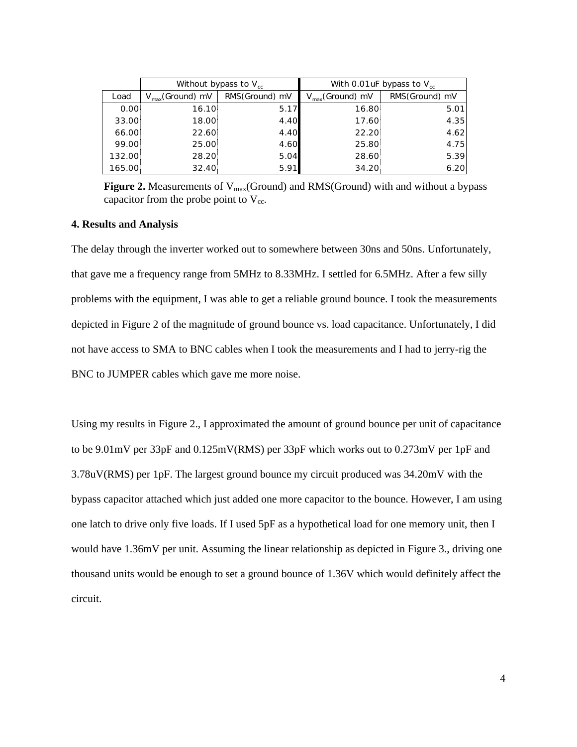| | Without bypass to $V_{cc}$ | | With 0.01uF bypass to $V_{cc}$ | |
|---|---|---|---|---|
| Load | $V_{max}$(Ground) mV | RMS(Ground) mV | $V_{max}$(Ground) mV | RMS(Ground) mV |
| 0.00 | 16.10 | 5.17 | 16.80 | 5.01 |
| 33.00 | 18.00 | 4.40 | 17.60 | 4.35 |
| 66.00 | 22.60 | 4.40 | 22.20 | 4.62 |
| 99.00 | 25.00 | 4.60 | 25.80 | 4.75 |
| 132.00 | 28.20 | 5.04 | 28.60 | 5.39 |
| 165.00 | 32.40 | 5.91 | 34.20 | 6.20 |

**Figure 2.** Measurements of $V_{max}$(Ground) and RMS(Ground) with and without a bypass capacitor from the probe point to $V_{cc}$.

### 4. Results and Analysis

The delay through the inverter worked out to somewhere between 30ns and 50ns. Unfortunately, that gave me a frequency range from 5MHz to 8.33MHz. I settled for 6.5MHz. After a few silly problems with the equipment, I was able to get a reliable ground bounce. I took the measurements depicted in Figure 2 of the magnitude of ground bounce vs. load capacitance. Unfortunately, I did not have access to SMA to BNC cables when I took the measurements and I had to jerry-rig the BNC to JUMPER cables which gave me more noise.

Using my results in Figure 2., I approximated the amount of ground bounce per unit of capacitance to be 9.01mV per 33pF and 0.125mV(RMS) per 33pF which works out to 0.273mV per 1pF and 3.78uV(RMS) per 1pF. The largest ground bounce my circuit produced was 34.20mV with the bypass capacitor attached which just added one more capacitor to the bounce. However, I am using one latch to drive only five loads. If I used 5pF as a hypothetical load for one memory unit, then I would have 1.36mV per unit. Assuming the linear relationship as depicted in Figure 3., driving one thousand units would be enough to set a ground bounce of 1.36V which would definitely affect the circuit.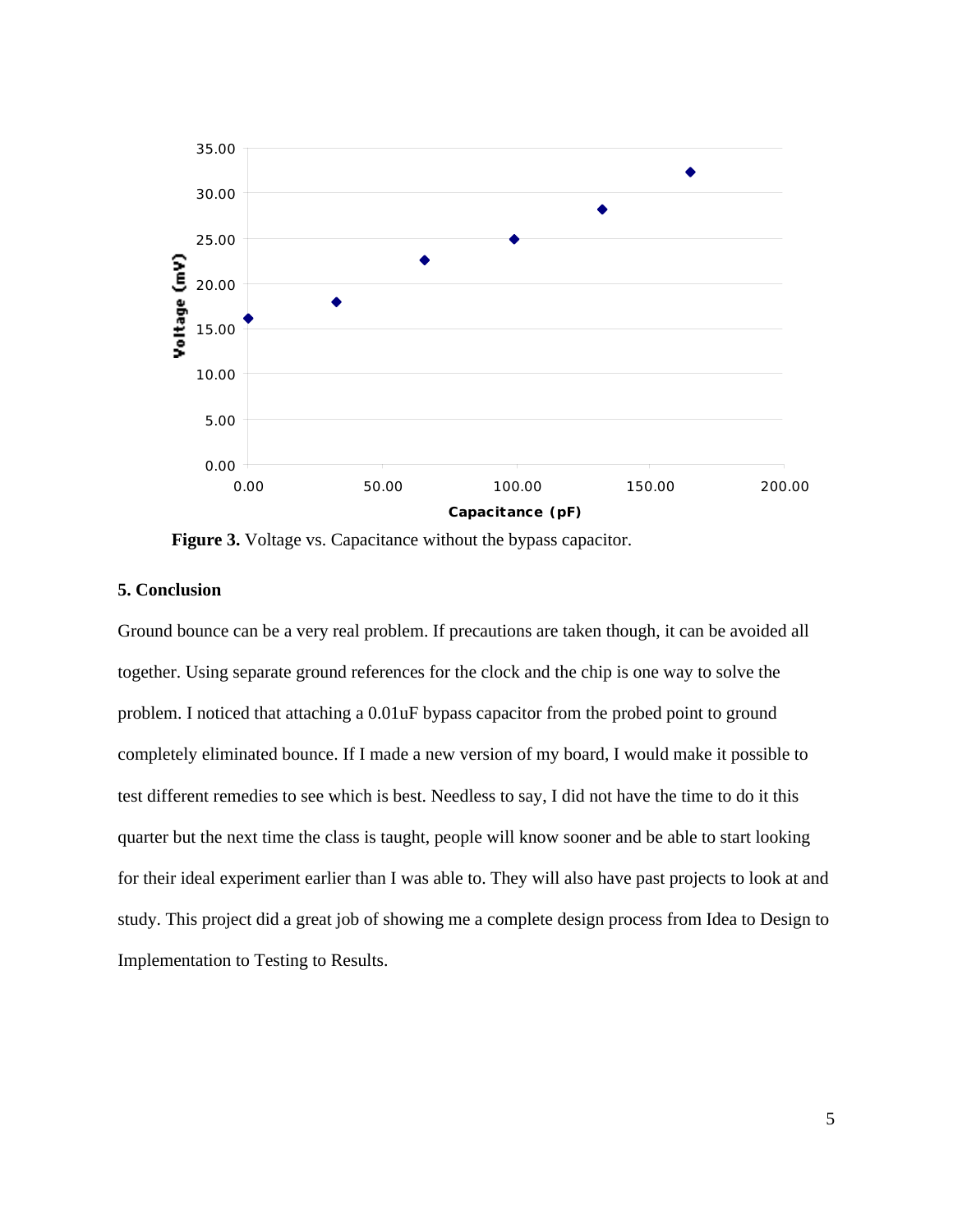35.00
30.00
25.00
20.00
15.00
10.00
5.00
0.00

Voltage (mV)

0.00
50.00
100.00
150.00
200.00

Capacitance (pF)

**Figure 3.** Voltage vs. Capacitance without the bypass capacitor.

## 5. Conclusion

Ground bounce can be a very real problem. If precautions are taken though, it can be avoided all together. Using separate ground references for the clock and the chip is one way to solve the problem. I noticed that attaching a 0.01uF bypass capacitor from the probed point to ground completely eliminated bounce. If I made a new version of my board, I would make it possible to test different remedies to see which is best. Needless to say, I did not have the time to do it this quarter but the next time the class is taught, people will know sooner and be able to start looking for their ideal experiment earlier than I was able to. They will also have past projects to look at and study. This project did a great job of showing me a complete design process from Idea to Design to Implementation to Testing to Results.